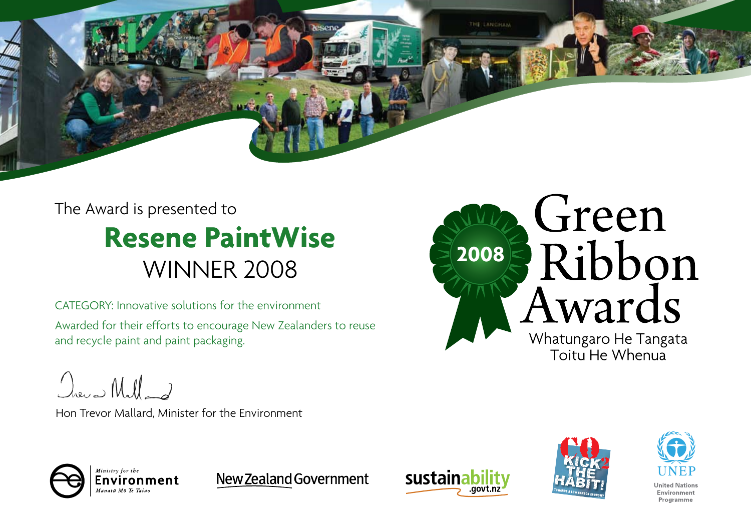The Award is presented to

# Resene PaintWise

## WINNER 2008

CATEGORY: Innovative solutions for the environment

Awarded for their efforts to encourage New Zealanders to reuse and recycle paint and paint packaging.

Hon Trevor Mallard, Minister for the Environment

2008

# Green Ribbon Awards

Whatungaro He Tangata
Toitu He Whenua

Ministry for the Environment
Manatū Mō Te Taiao

New Zealand Government

sustainability.govt.nz

KICK THE HABIT! $CO_2$
TOWARDS A LOW CARBON ECONOMY

UNEP
United Nations Environment Programme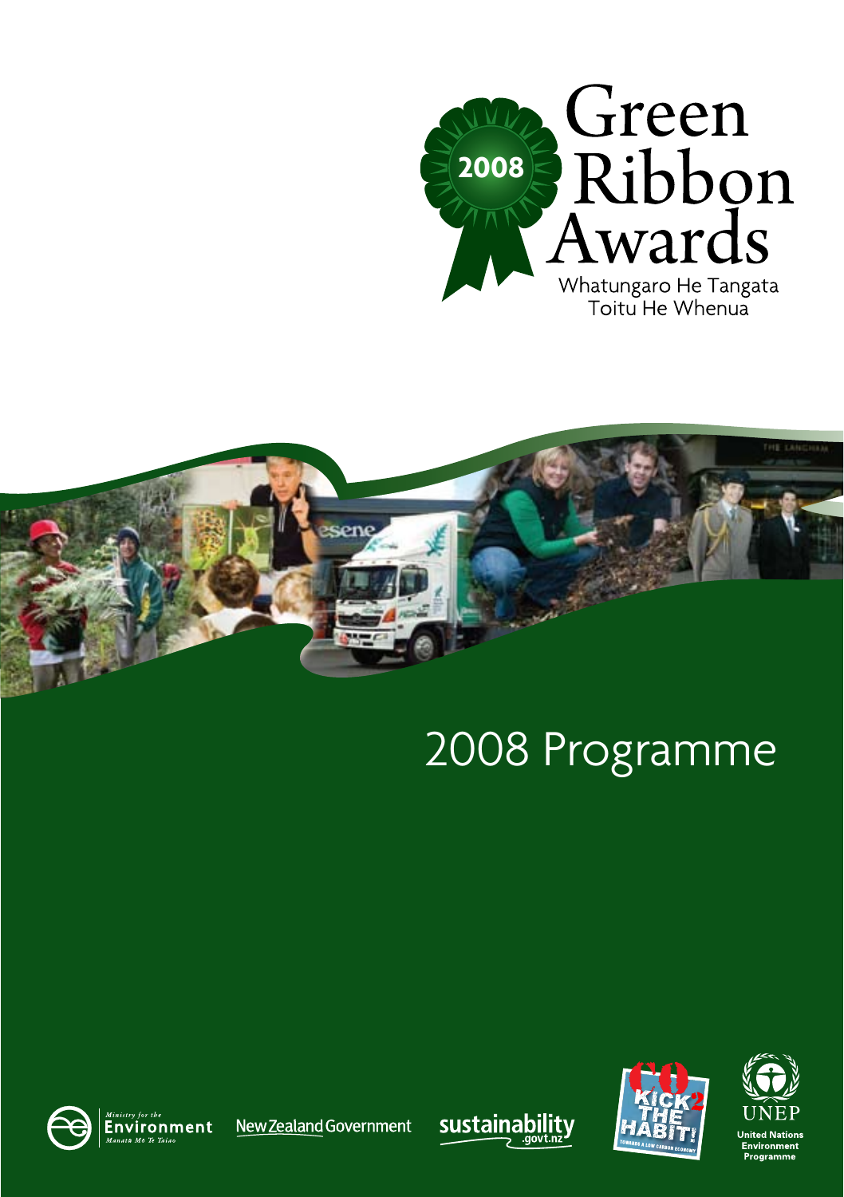# Green Ribbon Awards

2008

Whatungaro He Tangata
Toitu He Whenua

## 2008 Programme

Ministry for the Environment
Manatū Mō Te Taiao

New Zealand Government

sustainability.govt.nz

$CO_2$ KICK THE HABIT! TOWARDS A LOW CARBON ECONOMY

UNEP
United Nations Environment Programme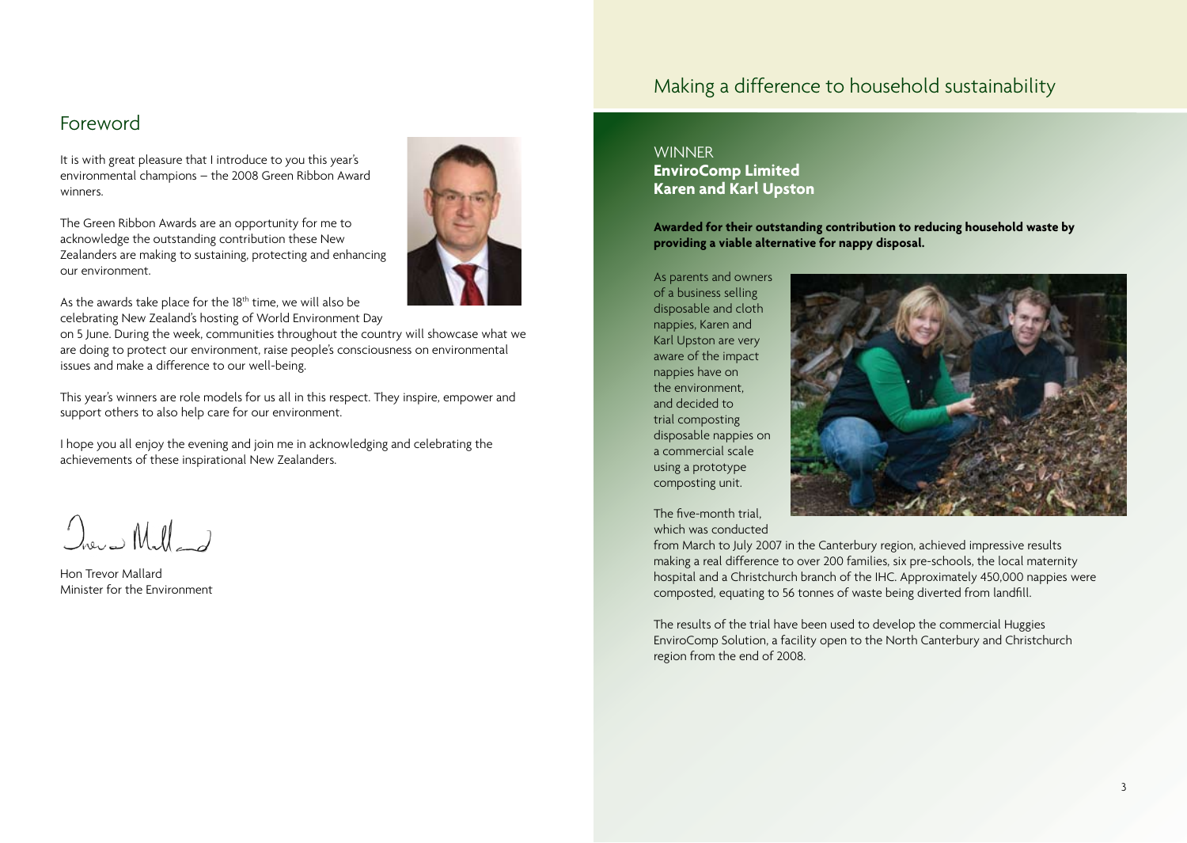## Foreword

It is with great pleasure that I introduce to you this year's environmental champions – the 2008 Green Ribbon Award winners.

The Green Ribbon Awards are an opportunity for me to acknowledge the outstanding contribution these New Zealanders are making to sustaining, protecting and enhancing our environment.

As the awards take place for the 18th time, we will also be celebrating New Zealand's hosting of World Environment Day on 5 June. During the week, communities throughout the country will showcase what we are doing to protect our environment, raise people's consciousness on environmental issues and make a difference to our well-being.

This year's winners are role models for us all in this respect. They inspire, empower and support others to also help care for our environment.

I hope you all enjoy the evening and join me in acknowledging and celebrating the achievements of these inspirational New Zealanders.

Hon Trevor Mallard
Minister for the Environment

## Making a difference to household sustainability

WINNER
**EnviroComp Limited**
**Karen and Karl Upston**

**Awarded for their outstanding contribution to reducing household waste by providing a viable alternative for nappy disposal.**

As parents and owners of a business selling disposable and cloth nappies, Karen and Karl Upston are very aware of the impact nappies have on the environment, and decided to trial composting disposable nappies on a commercial scale using a prototype composting unit.

The five-month trial, which was conducted from March to July 2007 in the Canterbury region, achieved impressive results making a real difference to over 200 families, six pre-schools, the local maternity hospital and a Christchurch branch of the IHC. Approximately 450,000 nappies were composted, equating to 56 tonnes of waste being diverted from landfill.

The results of the trial have been used to develop the commercial Huggies EnviroComp Solution, a facility open to the North Canterbury and Christchurch region from the end of 2008.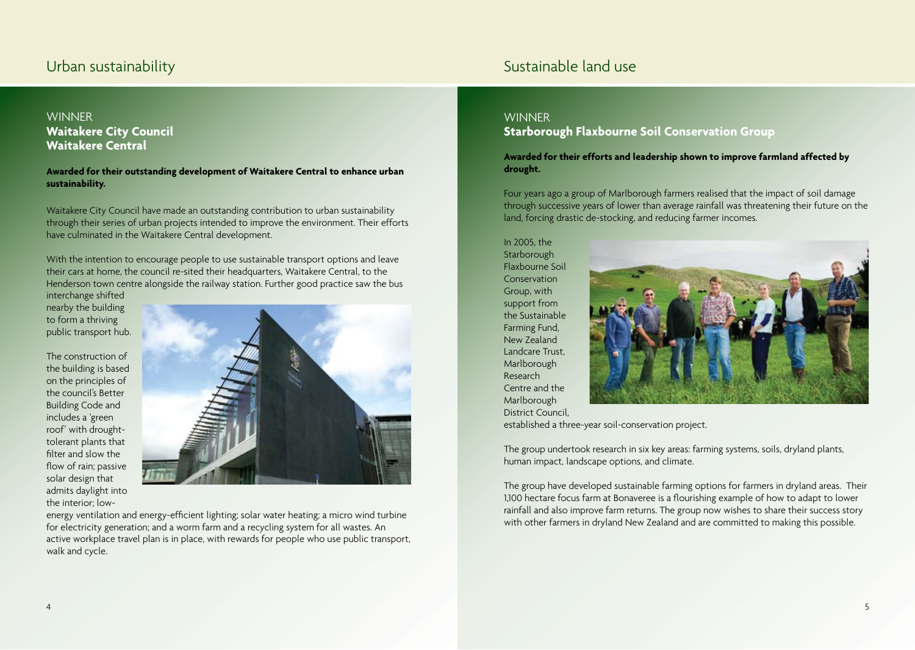# Urban sustainability

## WINNER
**Waitakere City Council**
**Waitakere Central**

**Awarded for their outstanding development of Waitakere Central to enhance urban sustainability.**

Waitakere City Council have made an outstanding contribution to urban sustainability through their series of urban projects intended to improve the environment. Their efforts have culminated in the Waitakere Central development.

With the intention to encourage people to use sustainable transport options and leave their cars at home, the council re-sited their headquarters, Waitakere Central, to the Henderson town centre alongside the railway station. Further good practice saw the bus interchange shifted nearby the building to form a thriving public transport hub.

The construction of the building is based on the principles of the council's Better Building Code and includes a 'green roof' with drought-tolerant plants that filter and slow the flow of rain; passive solar design that admits daylight into the interior; low-energy ventilation and energy-efficient lighting; solar water heating; a micro wind turbine for electricity generation; and a worm farm and a recycling system for all wastes. An active workplace travel plan is in place, with rewards for people who use public transport, walk and cycle.

# Sustainable land use

## WINNER
**Starborough Flaxbourne Soil Conservation Group**

**Awarded for their efforts and leadership shown to improve farmland affected by drought.**

Four years ago a group of Marlborough farmers realised that the impact of soil damage through successive years of lower than average rainfall was threatening their future on the land, forcing drastic de-stocking, and reducing farmer incomes.

In 2005, the Starborough Flaxbourne Soil Conservation Group, with support from the Sustainable Farming Fund, New Zealand Landcare Trust, Marlborough Research Centre and the Marlborough District Council, established a three-year soil-conservation project.

The group undertook research in six key areas: farming systems, soils, dryland plants, human impact, landscape options, and climate.

The group have developed sustainable farming options for farmers in dryland areas. Their 1,100 hectare focus farm at Bonaveree is a flourishing example of how to adapt to lower rainfall and also improve farm returns. The group now wishes to share their success story with other farmers in dryland New Zealand and are committed to making this possible.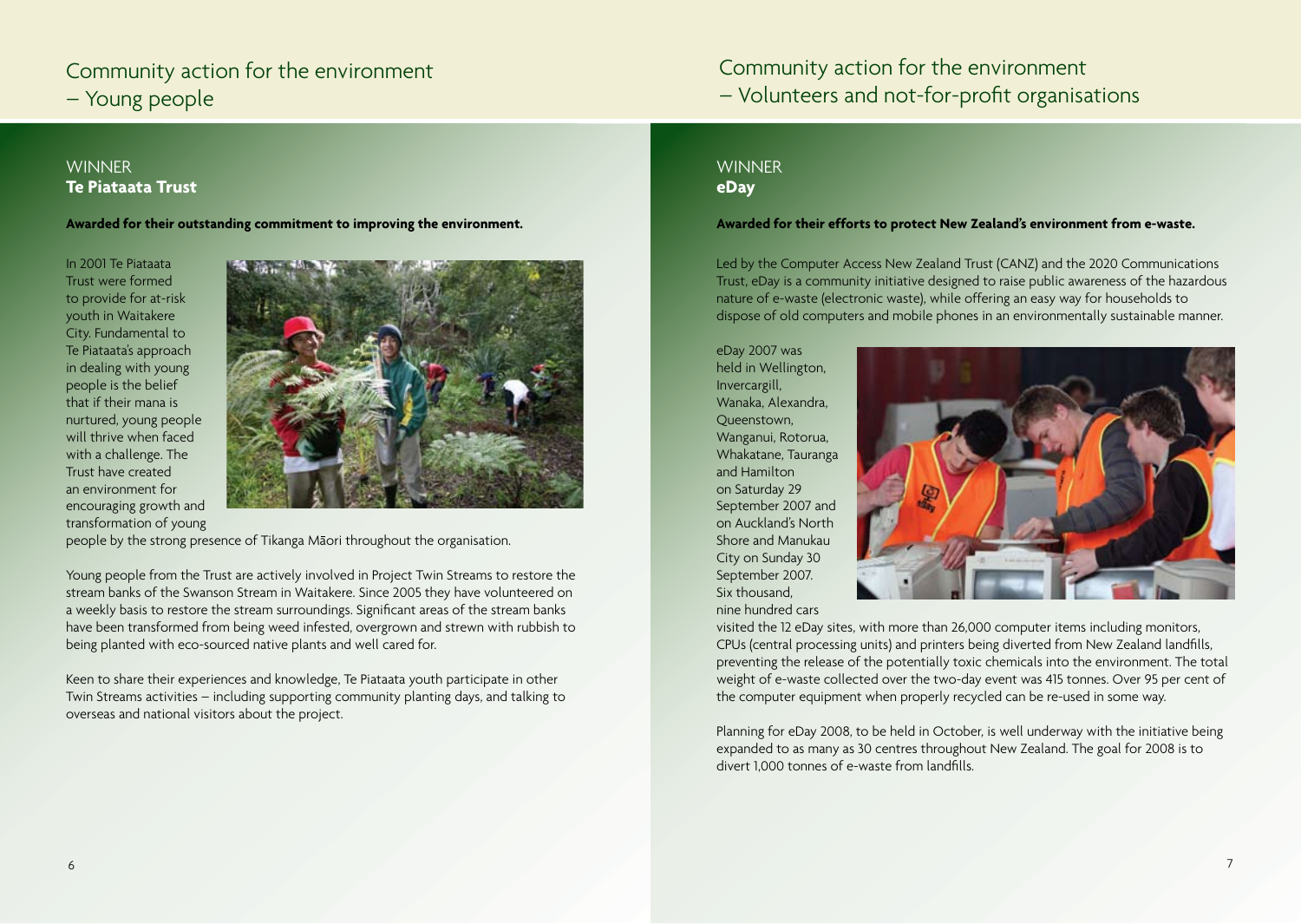# Community action for the environment – Young people

## WINNER
**Te Piataata Trust**

**Awarded for their outstanding commitment to improving the environment.**

In 2001 Te Piataata Trust were formed to provide for at-risk youth in Waitakere City. Fundamental to Te Piataata's approach in dealing with young people is the belief that if their mana is nurtured, young people will thrive when faced with a challenge. The Trust have created an environment for encouraging growth and transformation of young people by the strong presence of Tikanga Māori throughout the organisation.

Young people from the Trust are actively involved in Project Twin Streams to restore the stream banks of the Swanson Stream in Waitakere. Since 2005 they have volunteered on a weekly basis to restore the stream surroundings. Significant areas of the stream banks have been transformed from being weed infested, overgrown and strewn with rubbish to being planted with eco-sourced native plants and well cared for.

Keen to share their experiences and knowledge, Te Piataata youth participate in other Twin Streams activities – including supporting community planting days, and talking to overseas and national visitors about the project.

# Community action for the environment – Volunteers and not-for-profit organisations

## WINNER
**eDay**

**Awarded for their efforts to protect New Zealand's environment from e-waste.**

Led by the Computer Access New Zealand Trust (CANZ) and the 2020 Communications Trust, eDay is a community initiative designed to raise public awareness of the hazardous nature of e-waste (electronic waste), while offering an easy way for households to dispose of old computers and mobile phones in an environmentally sustainable manner.

eDay 2007 was held in Wellington, Invercargill, Wanaka, Alexandra, Queenstown, Wanganui, Rotorua, Whakatane, Tauranga and Hamilton on Saturday 29 September 2007 and on Auckland's North Shore and Manukau City on Sunday 30 September 2007. Six thousand, nine hundred cars visited the 12 eDay sites, with more than 26,000 computer items including monitors, CPUs (central processing units) and printers being diverted from New Zealand landfills, preventing the release of the potentially toxic chemicals into the environment. The total weight of e-waste collected over the two-day event was 415 tonnes. Over 95 per cent of the computer equipment when properly recycled can be re-used in some way.

Planning for eDay 2008, to be held in October, is well underway with the initiative being expanded to as many as 30 centres throughout New Zealand. The goal for 2008 is to divert 1,000 tonnes of e-waste from landfills.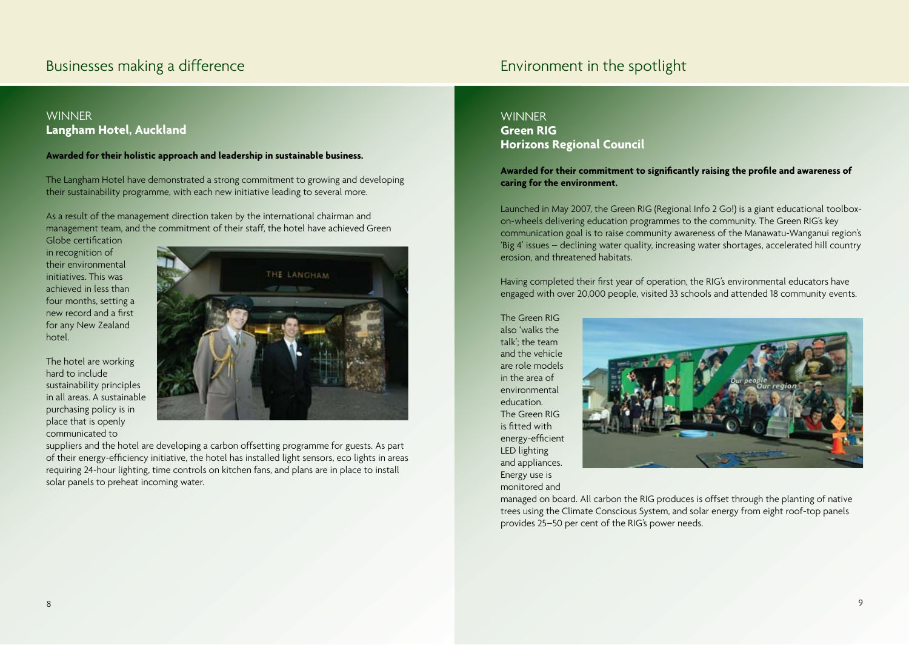## Businesses making a difference

### WINNER
**Langham Hotel, Auckland**

**Awarded for their holistic approach and leadership in sustainable business.**

The Langham Hotel have demonstrated a strong commitment to growing and developing their sustainability programme, with each new initiative leading to several more.

As a result of the management direction taken by the international chairman and management team, and the commitment of their staff, the hotel have achieved Green Globe certification in recognition of their environmental initiatives. This was achieved in less than four months, setting a new record and a first for any New Zealand hotel.

The hotel are working hard to include sustainability principles in all areas. A sustainable purchasing policy is in place that is openly communicated to suppliers and the hotel are developing a carbon offsetting programme for guests. As part of their energy-efficiency initiative, the hotel has installed light sensors, eco lights in areas requiring 24-hour lighting, time controls on kitchen fans, and plans are in place to install solar panels to preheat incoming water.

## Environment in the spotlight

### WINNER
**Green RIG**
**Horizons Regional Council**

**Awarded for their commitment to significantly raising the profile and awareness of caring for the environment.**

Launched in May 2007, the Green RIG (Regional Info 2 Go!) is a giant educational toolbox-on-wheels delivering education programmes to the community. The Green RIG's key communication goal is to raise community awareness of the Manawatu-Wanganui region's 'Big 4' issues – declining water quality, increasing water shortages, accelerated hill country erosion, and threatened habitats.

Having completed their first year of operation, the RIG's environmental educators have engaged with over 20,000 people, visited 33 schools and attended 18 community events.

The Green RIG also 'walks the talk'; the team and the vehicle are role models in the area of environmental education. The Green RIG is fitted with energy-efficient LED lighting and appliances. Energy use is monitored and managed on board. All carbon the RIG produces is offset through the planting of native trees using the Climate Conscious System, and solar energy from eight roof-top panels provides 25–50 per cent of the RIG's power needs.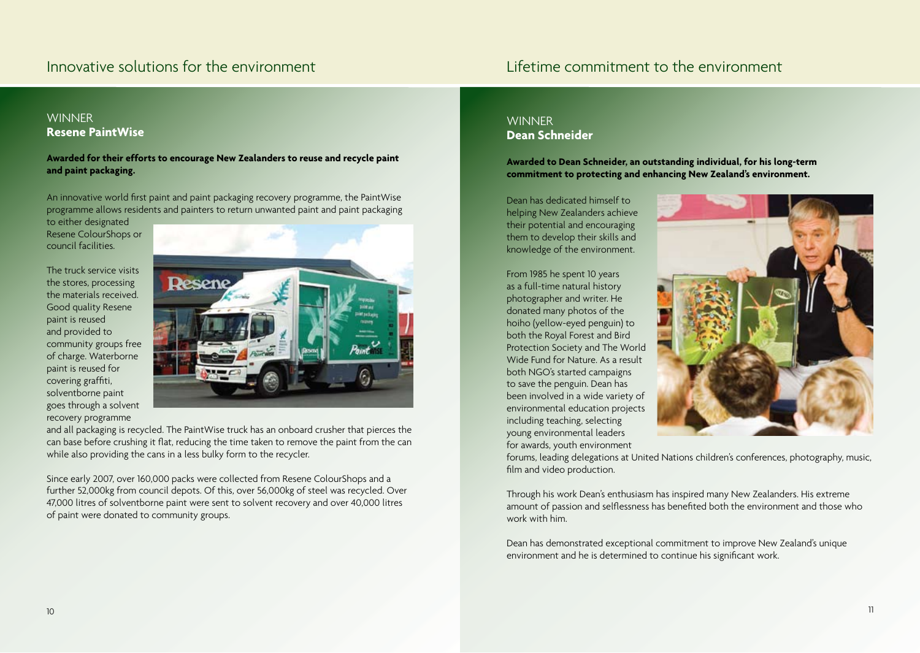# Innovative solutions for the environment

## WINNER
**Resene PaintWise**

**Awarded for their efforts to encourage New Zealanders to reuse and recycle paint and paint packaging.**

An innovative world first paint and paint packaging recovery programme, the PaintWise programme allows residents and painters to return unwanted paint and paint packaging to either designated Resene ColourShops or council facilities.

The truck service visits the stores, processing the materials received. Good quality Resene paint is reused and provided to community groups free of charge. Waterborne paint is reused for covering graffiti, solventborne paint goes through a solvent recovery programme and all packaging is recycled. The PaintWise truck has an onboard crusher that pierces the can base before crushing it flat, reducing the time taken to remove the paint from the can while also providing the cans in a less bulky form to the recycler.

Since early 2007, over 160,000 packs were collected from Resene ColourShops and a further 52,000kg from council depots. Of this, over 56,000kg of steel was recycled. Over 47,000 litres of solventborne paint were sent to solvent recovery and over 40,000 litres of paint were donated to community groups.

# Lifetime commitment to the environment

## WINNER
**Dean Schneider**

**Awarded to Dean Schneider, an outstanding individual, for his long-term commitment to protecting and enhancing New Zealand's environment.**

Dean has dedicated himself to helping New Zealanders achieve their potential and encouraging them to develop their skills and knowledge of the environment.

From 1985 he spent 10 years as a full-time natural history photographer and writer. He donated many photos of the hoiho (yellow-eyed penguin) to both the Royal Forest and Bird Protection Society and The World Wide Fund for Nature. As a result both NGO's started campaigns to save the penguin. Dean has been involved in a wide variety of environmental education projects including teaching, selecting young environmental leaders for awards, youth environment forums, leading delegations at United Nations children's conferences, photography, music, film and video production.

Through his work Dean's enthusiasm has inspired many New Zealanders. His extreme amount of passion and selflessness has benefited both the environment and those who work with him.

Dean has demonstrated exceptional commitment to improve New Zealand's unique environment and he is determined to continue his significant work.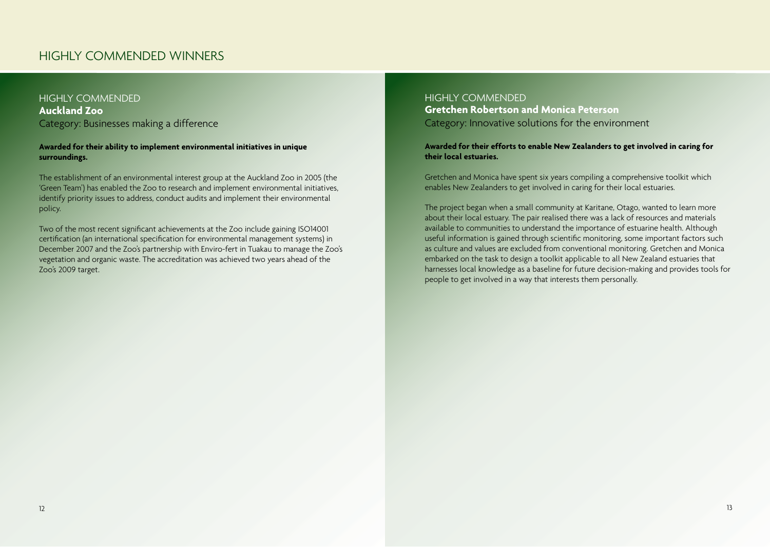# HIGHLY COMMENDED WINNERS

## HIGHLY COMMENDED

### Auckland Zoo

Category: Businesses making a difference

**Awarded for their ability to implement environmental initiatives in unique surroundings.**

The establishment of an environmental interest group at the Auckland Zoo in 2005 (the 'Green Team') has enabled the Zoo to research and implement environmental initiatives, identify priority issues to address, conduct audits and implement their environmental policy.

Two of the most recent significant achievements at the Zoo include gaining ISO14001 certification (an international specification for environmental management systems) in December 2007 and the Zoo's partnership with Enviro-fert in Tuakau to manage the Zoo's vegetation and organic waste. The accreditation was achieved two years ahead of the Zoo's 2009 target.

## HIGHLY COMMENDED

### Gretchen Robertson and Monica Peterson

Category: Innovative solutions for the environment

**Awarded for their efforts to enable New Zealanders to get involved in caring for their local estuaries.**

Gretchen and Monica have spent six years compiling a comprehensive toolkit which enables New Zealanders to get involved in caring for their local estuaries.

The project began when a small community at Karitane, Otago, wanted to learn more about their local estuary. The pair realised there was a lack of resources and materials available to communities to understand the importance of estuarine health. Although useful information is gained through scientific monitoring, some important factors such as culture and values are excluded from conventional monitoring. Gretchen and Monica embarked on the task to design a toolkit applicable to all New Zealand estuaries that harnesses local knowledge as a baseline for future decision-making and provides tools for people to get involved in a way that interests them personally.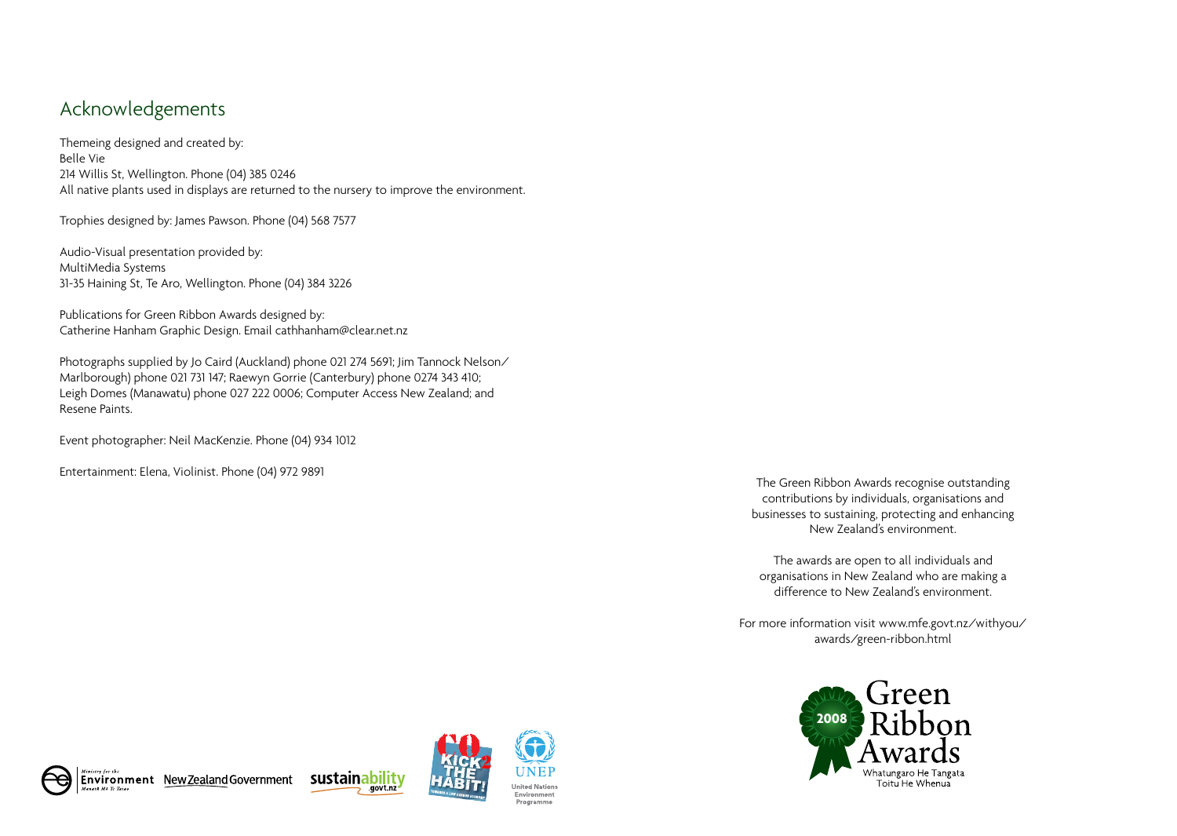## Acknowledgements

Themeing designed and created by:
Belle Vie
214 Willis St, Wellington. Phone (04) 385 0246
All native plants used in displays are returned to the nursery to improve the environment.

Trophies designed by: James Pawson. Phone (04) 568 7577

Audio-Visual presentation provided by:
MultiMedia Systems
31-35 Haining St, Te Aro, Wellington. Phone (04) 384 3226

Publications for Green Ribbon Awards designed by:
Catherine Hanham Graphic Design. Email cathhanham@clear.net.nz

Photographs supplied by Jo Caird (Auckland) phone 021 274 5691; Jim Tannock Nelson/Marlborough) phone 021 731 147; Raewyn Gorrie (Canterbury) phone 0274 343 410; Leigh Domes (Manawatu) phone 027 222 0006; Computer Access New Zealand; and Resene Paints.

Event photographer: Neil MacKenzie. Phone (04) 934 1012

Entertainment: Elena, Violinist. Phone (04) 972 9891

The Green Ribbon Awards recognise outstanding contributions by individuals, organisations and businesses to sustaining, protecting and enhancing New Zealand's environment.

The awards are open to all individuals and organisations in New Zealand who are making a difference to New Zealand's environment.

For more information visit www.mfe.govt.nz/withyou/awards/green-ribbon.html

2008 Green Ribbon Awards
Whatungaro He Tangata
Toitu He Whenua

Ministry for the Environment
Manatū Mō Te Taiao
New Zealand Government
sustainability.govt.nz
CO2 KICK THE HABIT!
UNEP
United Nations Environment Programme